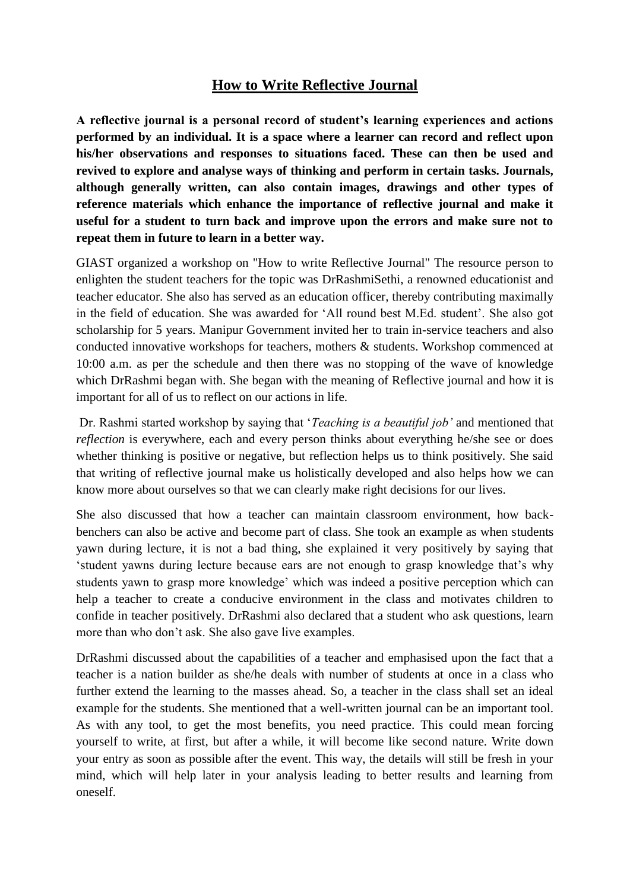# How to Write Reflective Journal

**A reflective journal is a personal record of student's learning experiences and actions performed by an individual. It is a space where a learner can record and reflect upon his/her observations and responses to situations faced. These can then be used and revived to explore and analyse ways of thinking and perform in certain tasks. Journals, although generally written, can also contain images, drawings and other types of reference materials which enhance the importance of reflective journal and make it useful for a student to turn back and improve upon the errors and make sure not to repeat them in future to learn in a better way.**

GIAST organized a workshop on "How to write Reflective Journal" The resource person to enlighten the student teachers for the topic was DrRashmiSethi, a renowned educationist and teacher educator. She also has served as an education officer, thereby contributing maximally in the field of education. She was awarded for 'All round best M.Ed. student'. She also got scholarship for 5 years. Manipur Government invited her to train in-service teachers and also conducted innovative workshops for teachers, mothers & students. Workshop commenced at 10:00 a.m. as per the schedule and then there was no stopping of the wave of knowledge which DrRashmi began with. She began with the meaning of Reflective journal and how it is important for all of us to reflect on our actions in life.

Dr. Rashmi started workshop by saying that '*Teaching is a beautiful job'* and mentioned that *reflection* is everywhere, each and every person thinks about everything he/she see or does whether thinking is positive or negative, but reflection helps us to think positively. She said that writing of reflective journal make us holistically developed and also helps how we can know more about ourselves so that we can clearly make right decisions for our lives.

She also discussed that how a teacher can maintain classroom environment, how back-benchers can also be active and become part of class. She took an example as when students yawn during lecture, it is not a bad thing, she explained it very positively by saying that 'student yawns during lecture because ears are not enough to grasp knowledge that's why students yawn to grasp more knowledge' which was indeed a positive perception which can help a teacher to create a conducive environment in the class and motivates children to confide in teacher positively. DrRashmi also declared that a student who ask questions, learn more than who don't ask. She also gave live examples.

DrRashmi discussed about the capabilities of a teacher and emphasised upon the fact that a teacher is a nation builder as she/he deals with number of students at once in a class who further extend the learning to the masses ahead. So, a teacher in the class shall set an ideal example for the students. She mentioned that a well-written journal can be an important tool. As with any tool, to get the most benefits, you need practice. This could mean forcing yourself to write, at first, but after a while, it will become like second nature. Write down your entry as soon as possible after the event. This way, the details will still be fresh in your mind, which will help later in your analysis leading to better results and learning from oneself.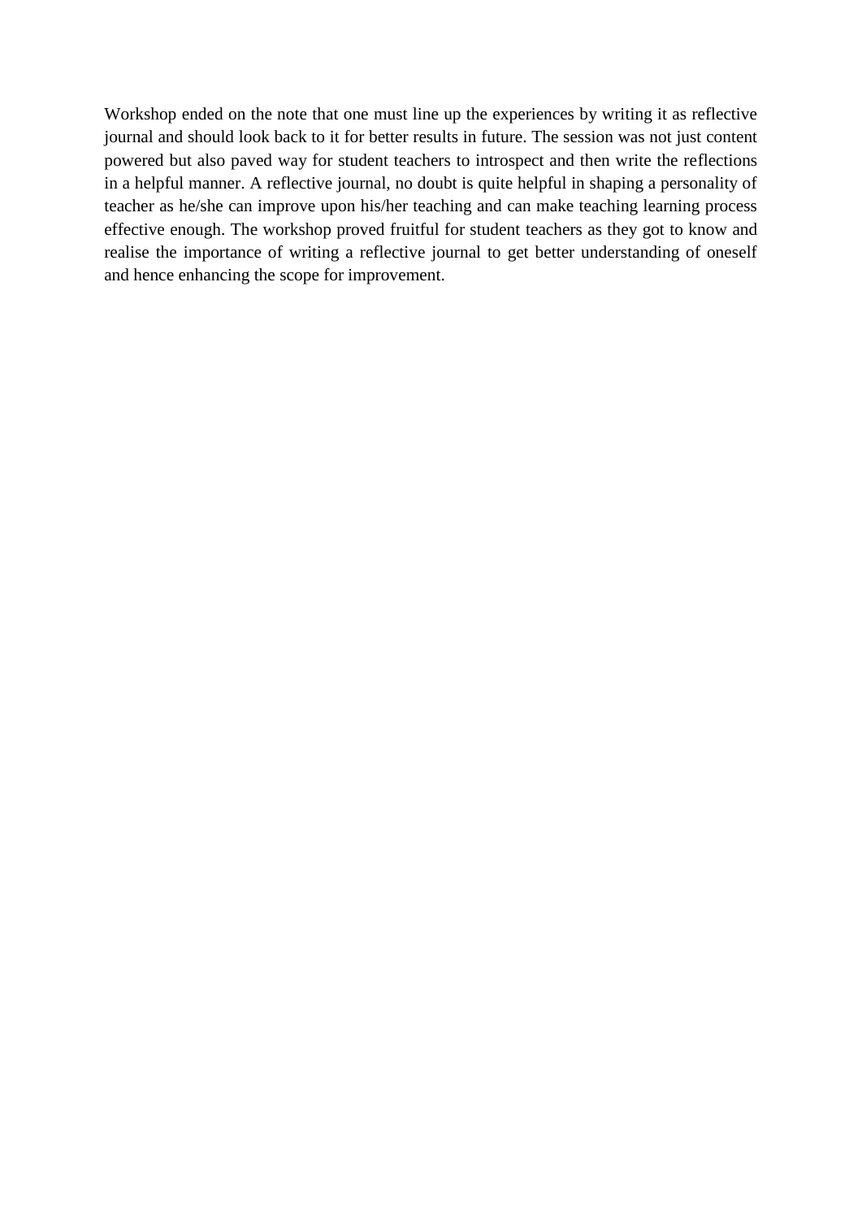Workshop ended on the note that one must line up the experiences by writing it as reflective journal and should look back to it for better results in future. The session was not just content powered but also paved way for student teachers to introspect and then write the reflections in a helpful manner. A reflective journal, no doubt is quite helpful in shaping a personality of teacher as he/she can improve upon his/her teaching and can make teaching learning process effective enough. The workshop proved fruitful for student teachers as they got to know and realise the importance of writing a reflective journal to get better understanding of oneself and hence enhancing the scope for improvement.